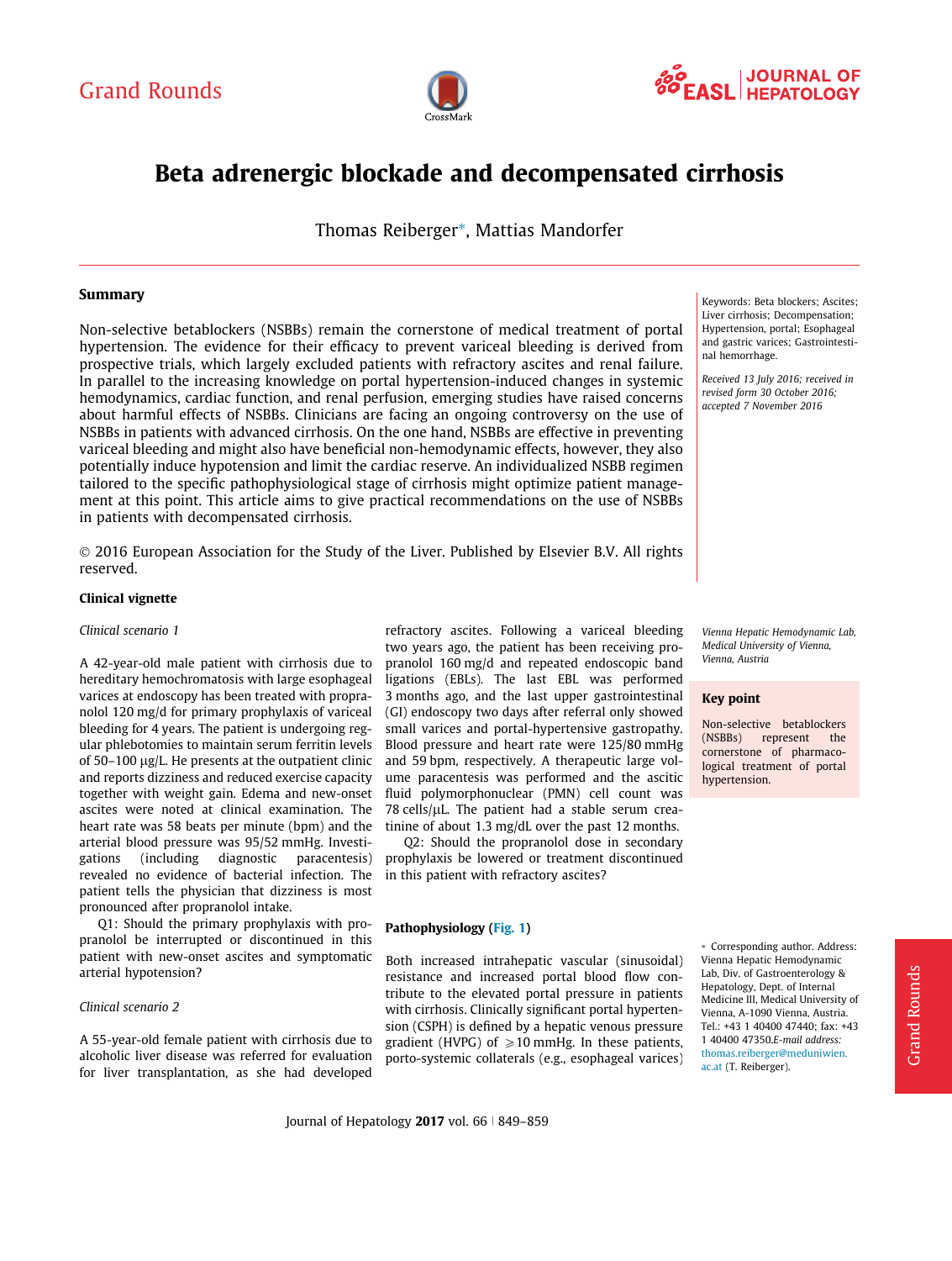# Beta adrenergic blockade and decompensated cirrhosis

Thomas Reiberger*, Mattias Mandorfer

Vienna Hepatic Hemodynamic Lab, Medical University of Vienna, Vienna, Austria

## Summary

Non-selective betablockers (NSBBs) remain the cornerstone of medical treatment of portal hypertension. The evidence for their efficacy to prevent variceal bleeding is derived from prospective trials, which largely excluded patients with refractory ascites and renal failure. In parallel to the increasing knowledge on portal hypertension-induced changes in systemic hemodynamics, cardiac function, and renal perfusion, emerging studies have raised concerns about harmful effects of NSBBs. Clinicians are facing an ongoing controversy on the use of NSBBs in patients with advanced cirrhosis. On the one hand, NSBBs are effective in preventing variceal bleeding and might also have beneficial non-hemodynamic effects, however, they also potentially induce hypotension and limit the cardiac reserve. An individualized NSBB regimen tailored to the specific pathophysiological stage of cirrhosis might optimize patient management at this point. This article aims to give practical recommendations on the use of NSBBs in patients with decompensated cirrhosis.

© 2016 European Association for the Study of the Liver. Published by Elsevier B.V. All rights reserved.

Keywords: Beta blockers; Ascites; Liver cirrhosis; Decompensation; Hypertension, portal; Esophageal and gastric varices; Gastrointestinal hemorrhage.

*Received 13 July 2016; received in revised form 30 October 2016; accepted 7 November 2016*

### Clinical vignette

*Clinical scenario 1*

A 42-year-old male patient with cirrhosis due to hereditary hemochromatosis with large esophageal varices at endoscopy has been treated with propranolol 120 mg/d for primary prophylaxis of variceal bleeding for 4 years. The patient is undergoing regular phlebotomies to maintain serum ferritin levels of 50–100 µg/L. He presents at the outpatient clinic and reports dizziness and reduced exercise capacity together with weight gain. Edema and new-onset ascites were noted at clinical examination. The heart rate was 58 beats per minute (bpm) and the arterial blood pressure was 95/52 mmHg. Investigations (including diagnostic paracentesis) revealed no evidence of bacterial infection. The patient tells the physician that dizziness is most pronounced after propranolol intake.

Q1: Should the primary prophylaxis with propranolol be interrupted or discontinued in this patient with new-onset ascites and symptomatic arterial hypotension?

*Clinical scenario 2*

A 55-year-old female patient with cirrhosis due to alcoholic liver disease was referred for evaluation for liver transplantation, as she had developed refractory ascites. Following a variceal bleeding two years ago, the patient has been receiving propranolol 160 mg/d and repeated endoscopic band ligations (EBLs). The last EBL was performed 3 months ago, and the last upper gastrointestinal (GI) endoscopy two days after referral only showed small varices and portal-hypertensive gastropathy. Blood pressure and heart rate were 125/80 mmHg and 59 bpm, respectively. A therapeutic large volume paracentesis was performed and the ascitic fluid polymorphonuclear (PMN) cell count was 78 cells/µL. The patient had a stable serum creatinine of about 1.3 mg/dL over the past 12 months.

Q2: Should the propranolol dose in secondary prophylaxis be lowered or treatment discontinued in this patient with refractory ascites?

**Key point**

Non-selective betablockers (NSBBs) represent the cornerstone of pharmacological treatment of portal hypertension.

### Pathophysiology (Fig. 1)

Both increased intrahepatic vascular (sinusoidal) resistance and increased portal blood flow contribute to the elevated portal pressure in patients with cirrhosis. Clinically significant portal hypertension (CSPH) is defined by a hepatic venous pressure gradient (HVPG) of $\geqslant$10 mmHg. In these patients, porto-systemic collaterals (e.g., esophageal varices)

\* Corresponding author. Address: Vienna Hepatic Hemodynamic Lab, Div. of Gastroenterology & Hepatology, Dept. of Internal Medicine III, Medical University of Vienna, A-1090 Vienna, Austria. Tel.: +43 1 40400 47440; fax: +43 1 40400 47350.*E-mail address:* thomas.reiberger@meduniwien.ac.at (T. Reiberger).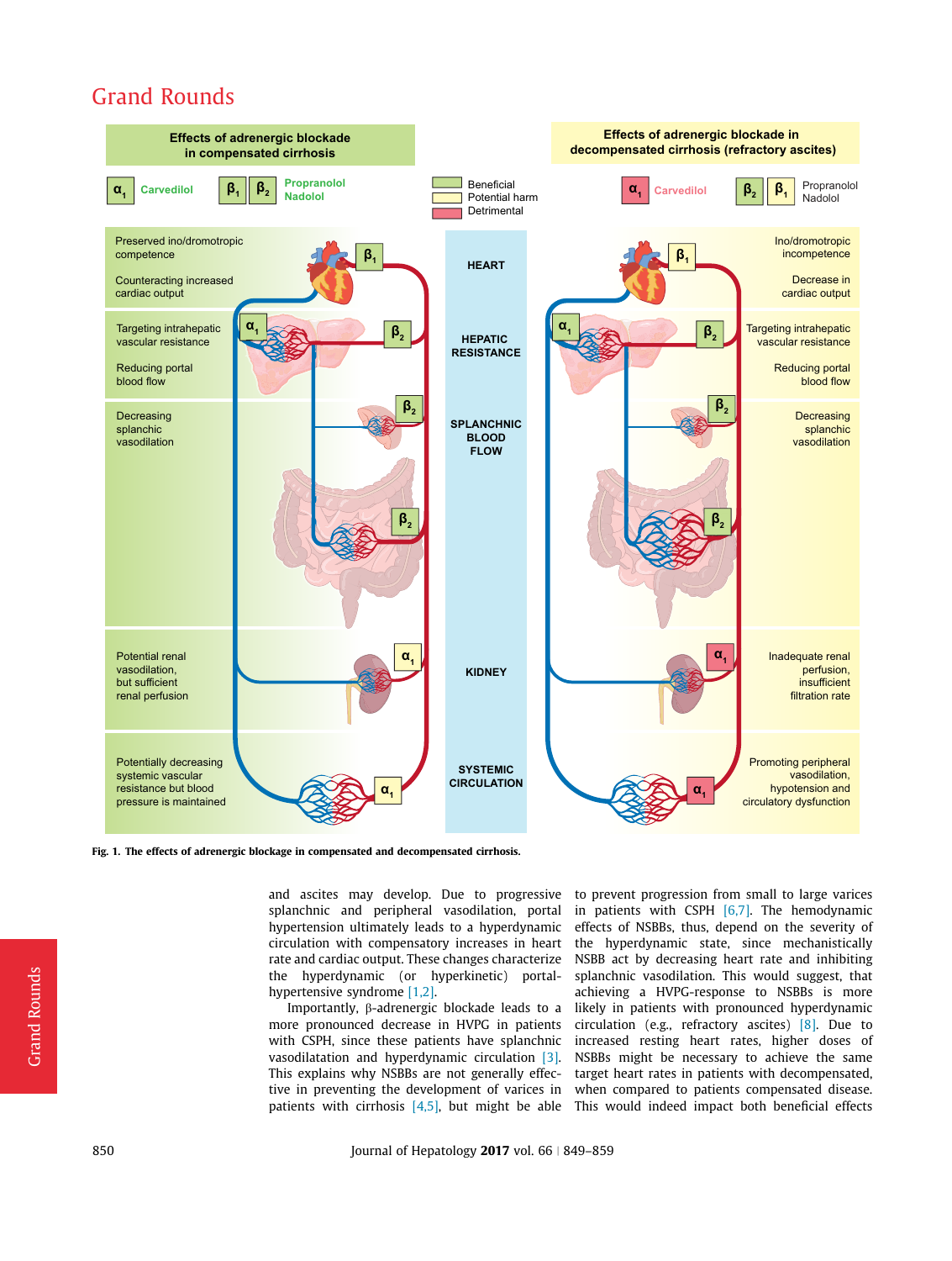Fig. 1. The effects of adrenergic blockage in compensated and decompensated cirrhosis.

and ascites may develop. Due to progressive splanchnic and peripheral vasodilation, portal hypertension ultimately leads to a hyperdynamic circulation with compensatory increases in heart rate and cardiac output. These changes characterize the hyperdynamic (or hyperkinetic) portal-hypertensive syndrome [1,2].

Importantly, β-adrenergic blockade leads to a more pronounced decrease in HVPG in patients with CSPH, since these patients have splanchnic vasodilatation and hyperdynamic circulation [3]. This explains why NSBBs are not generally effective in preventing the development of varices in patients with cirrhosis [4,5], but might be able to prevent progression from small to large varices in patients with CSPH [6,7]. The hemodynamic effects of NSBBs, thus, depend on the severity of the hyperdynamic state, since mechanistically NSBB act by decreasing heart rate and inhibiting splanchnic vasodilation. This would suggest, that achieving a HVPG-response to NSBBs is more likely in patients with pronounced hyperdynamic circulation (e.g., refractory ascites) [8]. Due to increased resting heart rates, higher doses of NSBBs might be necessary to achieve the same target heart rates in patients with decompensated, when compared to patients compensated disease. This would indeed impact both beneficial effects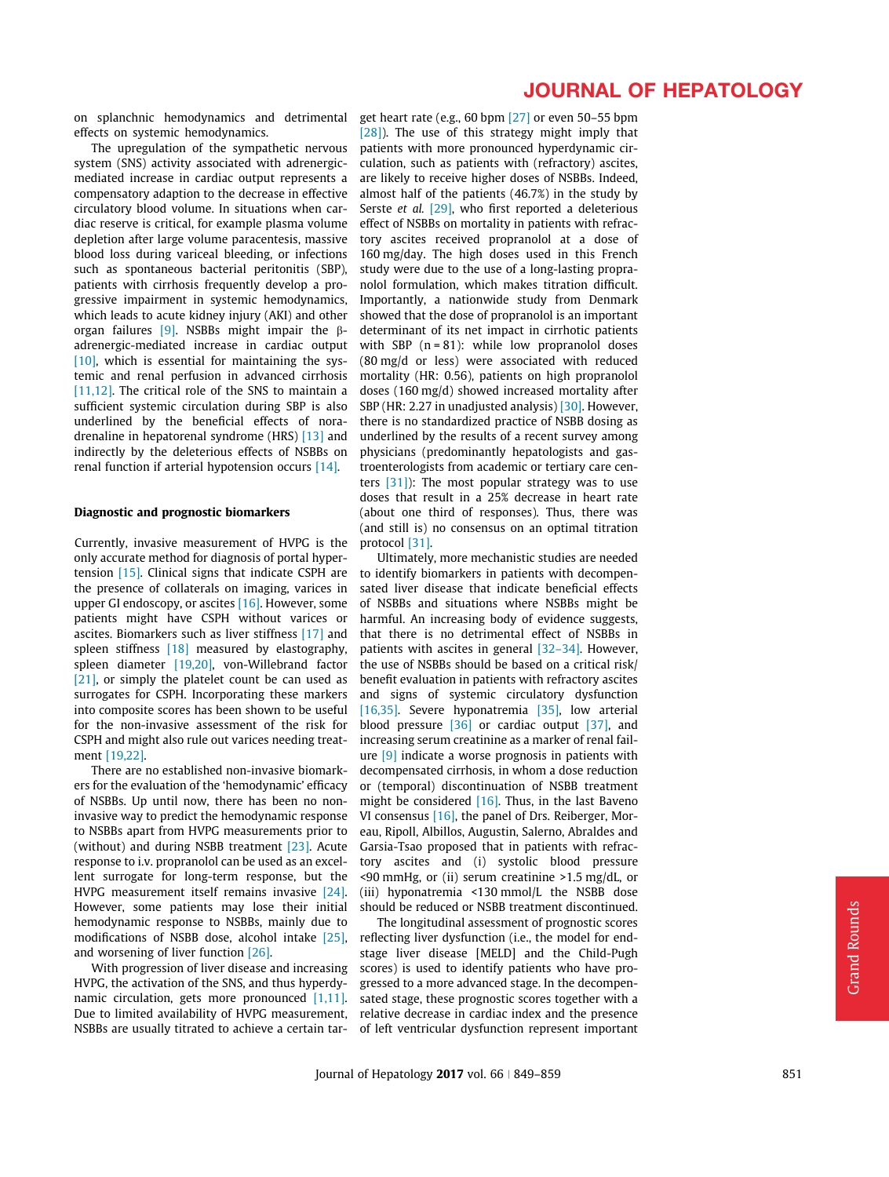on splanchnic hemodynamics and detrimental effects on systemic hemodynamics.

The upregulation of the sympathetic nervous system (SNS) activity associated with adrenergic-mediated increase in cardiac output represents a compensatory adaption to the decrease in effective circulatory blood volume. In situations when cardiac reserve is critical, for example plasma volume depletion after large volume paracentesis, massive blood loss during variceal bleeding, or infections such as spontaneous bacterial peritonitis (SBP), patients with cirrhosis frequently develop a progressive impairment in systemic hemodynamics, which leads to acute kidney injury (AKI) and other organ failures [9]. NSBBs might impair the β-adrenergic-mediated increase in cardiac output [10], which is essential for maintaining the systemic and renal perfusion in advanced cirrhosis [11,12]. The critical role of the SNS to maintain a sufficient systemic circulation during SBP is also underlined by the beneficial effects of noradrenaline in hepatorenal syndrome (HRS) [13] and indirectly by the deleterious effects of NSBBs on renal function if arterial hypotension occurs [14].

### Diagnostic and prognostic biomarkers

Currently, invasive measurement of HVPG is the only accurate method for diagnosis of portal hypertension [15]. Clinical signs that indicate CSPH are the presence of collaterals on imaging, varices in upper GI endoscopy, or ascites [16]. However, some patients might have CSPH without varices or ascites. Biomarkers such as liver stiffness [17] and spleen stiffness [18] measured by elastography, spleen diameter [19,20], von-Willebrand factor [21], or simply the platelet count be can used as surrogates for CSPH. Incorporating these markers into composite scores has been shown to be useful for the non-invasive assessment of the risk for CSPH and might also rule out varices needing treatment [19,22].

There are no established non-invasive biomarkers for the evaluation of the 'hemodynamic' efficacy of NSBBs. Up until now, there has been no non-invasive way to predict the hemodynamic response to NSBBs apart from HVPG measurements prior to (without) and during NSBB treatment [23]. Acute response to i.v. propranolol can be used as an excellent surrogate for long-term response, but the HVPG measurement itself remains invasive [24]. However, some patients may lose their initial hemodynamic response to NSBBs, mainly due to modifications of NSBB dose, alcohol intake [25], and worsening of liver function [26].

With progression of liver disease and increasing HVPG, the activation of the SNS, and thus hyperdynamic circulation, gets more pronounced [1,11]. Due to limited availability of HVPG measurement, NSBBs are usually titrated to achieve a certain target heart rate (e.g., 60 bpm [27] or even 50–55 bpm [28]). The use of this strategy might imply that patients with more pronounced hyperdynamic circulation, such as patients with (refractory) ascites, are likely to receive higher doses of NSBBs. Indeed, almost half of the patients (46.7%) in the study by Serste *et al.* [29], who first reported a deleterious effect of NSBBs on mortality in patients with refractory ascites received propranolol at a dose of 160 mg/day. The high doses used in this French study were due to the use of a long-lasting propranolol formulation, which makes titration difficult. Importantly, a nationwide study from Denmark showed that the dose of propranolol is an important determinant of its net impact in cirrhotic patients with SBP (n = 81): while low propranolol doses (80 mg/d or less) were associated with reduced mortality (HR: 0.56), patients on high propranolol doses (160 mg/d) showed increased mortality after SBP (HR: 2.27 in unadjusted analysis) [30]. However, there is no standardized practice of NSBB dosing as underlined by the results of a recent survey among physicians (predominantly hepatologists and gastroenterologists from academic or tertiary care centers [31]): The most popular strategy was to use doses that result in a 25% decrease in heart rate (about one third of responses). Thus, there was (and still is) no consensus on an optimal titration protocol [31].

Ultimately, more mechanistic studies are needed to identify biomarkers in patients with decompensated liver disease that indicate beneficial effects of NSBBs and situations where NSBBs might be harmful. An increasing body of evidence suggests, that there is no detrimental effect of NSBBs in patients with ascites in general [32–34]. However, the use of NSBBs should be based on a critical risk/benefit evaluation in patients with refractory ascites and signs of systemic circulatory dysfunction [16,35]. Severe hyponatremia [35], low arterial blood pressure [36] or cardiac output [37], and increasing serum creatinine as a marker of renal failure [9] indicate a worse prognosis in patients with decompensated cirrhosis, in whom a dose reduction or (temporal) discontinuation of NSBB treatment might be considered [16]. Thus, in the last Baveno VI consensus [16], the panel of Drs. Reiberger, Moreau, Ripoll, Albillos, Augustin, Salerno, Abraldes and Garsia-Tsao proposed that in patients with refractory ascites and (i) systolic blood pressure <90 mmHg, or (ii) serum creatinine >1.5 mg/dL, or (iii) hyponatremia <130 mmol/L the NSBB dose should be reduced or NSBB treatment discontinued.

The longitudinal assessment of prognostic scores reflecting liver dysfunction (i.e., the model for end-stage liver disease [MELD] and the Child-Pugh scores) is used to identify patients who have progressed to a more advanced stage. In the decompensated stage, these prognostic scores together with a relative decrease in cardiac index and the presence of left ventricular dysfunction represent important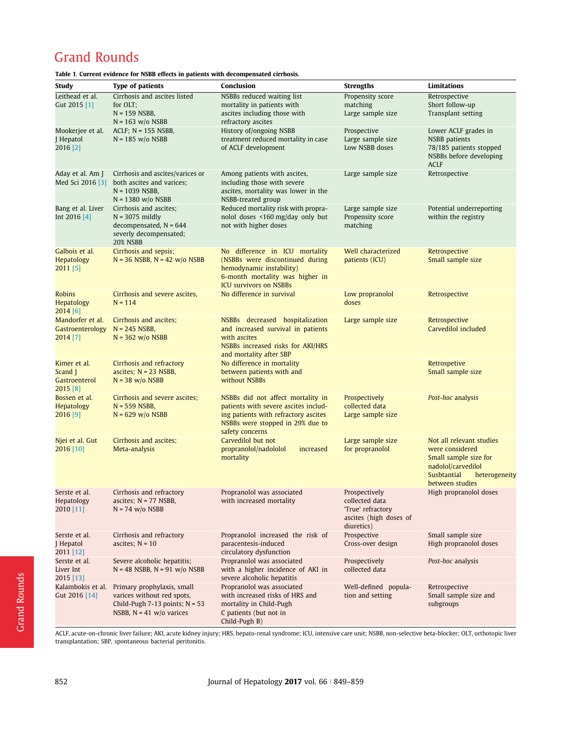# Grand Rounds

**Table 1. Current evidence for NSBB effects in patients with decompensated cirrhosis.**

| Study | Type of patients | Conclusion | Strengths | Limitations |
|---|---|---|---|---|
| Leithead et al. Gut 2015 [1] | Cirrhosis and ascites listed for OLT; N = 159 NSBB, N = 163 w/o NSBB | NSBBs reduced waiting list mortality in patients with ascites including those with refractory ascites | Propensity score matching<br>Large sample size | Retrospective<br>Short follow-up<br>Transplant setting |
| Mookerjee et al. J Hepatol 2016 [2] | ACLF; N = 155 NSBB, N = 185 w/o NSBB | History of/ongoing NSBB treatment reduced mortality in case of ACLF development | Prospective<br>Large sample size<br>Low NSBB doses | Lower ACLF grades in NSBB patients<br>78/185 patients stopped NSBBs before developing ACLF |
| Aday et al. Am J Med Sci 2016 [3] | Cirrhosis and ascites/varices or both ascites and varices; N = 1039 NSBB, N = 1380 w/o NSBB | Among patients with ascites, including those with severe ascites, mortality was lower in the NSBB-treated group | Large sample size | Retrospective |
| Bang et al. Liver Int 2016 [4] | Cirrhosis and ascites; N = 3075 mildly decompensated, N = 644 severly decompensated; 20% NSBB | Reduced mortality risk with propranolol doses <160 mg/day only but not with higher doses | Large sample size<br>Propensity score matching | Potential underreporting within the registry |
| Galbois et al. Hepatology 2011 [5] | Cirrhosis and sepsis; N = 36 NSBB, N = 42 w/o NSBB | No difference in ICU mortality (NSBBs were discontinued during hemodynamic instability)<br>6-month mortality was higher in ICU survivors on NSBBs | Well characterized patients (ICU) | Retrospective<br>Small sample size |
| Robins Hepatology 2014 [6] | Cirrhosis and severe ascites, N = 114 | No difference in survival | Low propranolol doses | Retrospective |
| Mandorfer et al. Gastroenterology 2014 [7] | Cirrhosis and ascites; N = 245 NSBB, N = 362 w/o NSBB | NSBBs decreased hospitalization and increased survival in patients with ascites<br>NSBBs increased risks for AKI/HRS and mortality after SBP | Large sample size | Retrospective<br>Carvedilol included |
| Kimer et al. Scand J Gastroenterol 2015 [8] | Cirrhosis and refractory ascites; N = 23 NSBB, N = 38 w/o NSBB | No difference in mortality between patients with and without NSBBs | | Retrospetive<br>Small sample size |
| Bossen et al. Hepatology 2016 [9] | Cirrhosis and severe ascites; N = 559 NSBB, N = 629 w/o NSBB | NSBBs did not affect mortality in patients with severe ascites including patients with refractory ascites<br>NSBBs were stopped in 29% due to safety concerns | Prospectively collected data<br>Large sample size | *Post-hoc* analysis |
| Njei et al. Gut 2016 [10] | Cirrhosis and ascites; Meta-analysis | Carvedilol but not propranolol/nadololol increased mortality | Large sample size for propranolol | Not all relevant studies were considered<br>Small sample size for nadolol/carvedilol<br>Susbtantial heterogeneity between studies |
| Serste et al. Hepatology 2010 [11] | Cirrhosis and refractory ascites; N = 77 NSBB, N = 74 w/o NSBB | Propranolol was associated with increased mortality | Prospectively collected data<br>'True' refractory ascites (high doses of diuretics) | High propranolol doses |
| Serste et al. J Hepatol 2011 [12] | Cirrhosis and refractory ascites; N = 10 | Propranolol increased the risk of paracentesis-induced circulatory dysfunction | Prospective<br>Cross-over design | Small sample size<br>High propranolol doses |
| Serste et al. Liver Int 2015 [13] | Severe alcoholic hepatitis; N = 48 NSBB, N = 91 w/o NSBB | Propranolol was associated with a higher incidence of AKI in severe alcoholic hepatitis | Prospectively collected data | *Post-hoc* analysis |
| Kalambokis et al. Gut 2016 [14] | Primary prophylaxis, small varices without red spots, Child-Pugh 7-13 points; N = 53 NSBB, N = 41 w/o varices | Propranolol was associated with increased risks of HRS and mortality in Child-Pugh C patients (but not in Child-Pugh B) | Well-defined population and setting | Retrospective<br>Small sample size and subgroups |

ACLF, acute-on-chronic liver failure; AKI, acute kidney injury; HRS, hepato-renal syndrome; ICU, intensive care unit; NSBB, non-selective beta-blocker; OLT, orthotopic liver transplantation; SBP, spontaneous bacterial peritonitis.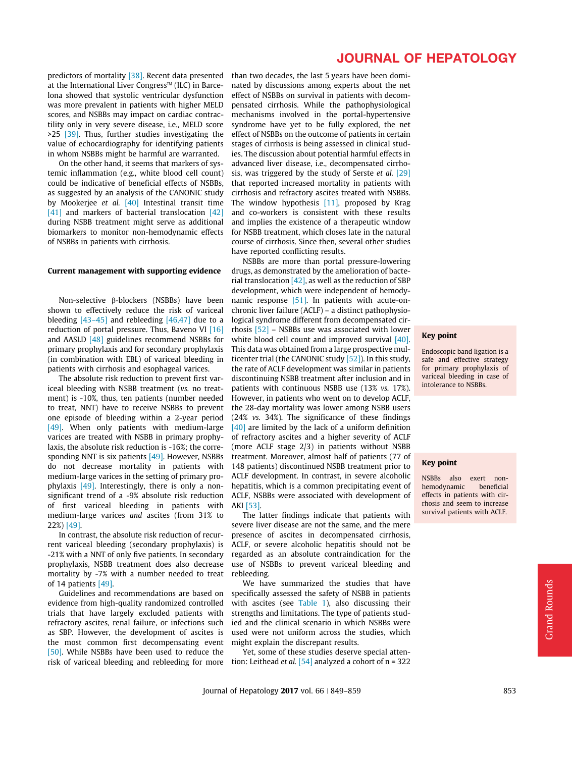predictors of mortality [38]. Recent data presented at the International Liver Congress™ (ILC) in Barcelona showed that systolic ventricular dysfunction was more prevalent in patients with higher MELD scores, and NSBBs may impact on cardiac contractility only in very severe disease, i.e., MELD score >25 [39]. Thus, further studies investigating the value of echocardiography for identifying patients in whom NSBBs might be harmful are warranted.

On the other hand, it seems that markers of systemic inflammation (e.g., white blood cell count) could be indicative of beneficial effects of NSBBs, as suggested by an analysis of the CANONIC study by Mookerjee *et al.* [40] Intestinal transit time [41] and markers of bacterial translocation [42] during NSBB treatment might serve as additional biomarkers to monitor non-hemodynamic effects of NSBBs in patients with cirrhosis.

## Current management with supporting evidence

Non-selective β-blockers (NSBBs) have been shown to effectively reduce the risk of variceal bleeding [43–45] and rebleeding [46,47] due to a reduction of portal pressure. Thus, Baveno VI [16] and AASLD [48] guidelines recommend NSBBs for primary prophylaxis and for secondary prophylaxis (in combination with EBL) of variceal bleeding in patients with cirrhosis and esophageal varices.

The absolute risk reduction to prevent first variceal bleeding with NSBB treatment (*vs.* no treatment) is -10%, thus, ten patients (number needed to treat, NNT) have to receive NSBBs to prevent one episode of bleeding within a 2-year period [49]. When only patients with medium-large varices are treated with NSBB in primary prophylaxis, the absolute risk reduction is -16%; the corresponding NNT is six patients [49]. However, NSBBs do not decrease mortality in patients with medium-large varices in the setting of primary prophylaxis [49]. Interestingly, there is only a non-significant trend of a -9% absolute risk reduction of first variceal bleeding in patients with medium-large varices *and* ascites (from 31% to 22%) [49].

In contrast, the absolute risk reduction of recurrent variceal bleeding (secondary prophylaxis) is -21% with a NNT of only five patients. In secondary prophylaxis, NSBB treatment does also decrease mortality by -7% with a number needed to treat of 14 patients [49].

Guidelines and recommendations are based on evidence from high-quality randomized controlled trials that have largely excluded patients with refractory ascites, renal failure, or infections such as SBP. However, the development of ascites is the most common first decompensating event [50]. While NSBBs have been used to reduce the risk of variceal bleeding and rebleeding for more than two decades, the last 5 years have been dominated by discussions among experts about the net effect of NSBBs on survival in patients with decompensated cirrhosis. While the pathophysiological mechanisms involved in the portal-hypertensive syndrome have yet to be fully explored, the net effect of NSBBs on the outcome of patients in certain stages of cirrhosis is being assessed in clinical studies. The discussion about potential harmful effects in advanced liver disease, i.e., decompensated cirrhosis, was triggered by the study of Serste *et al.* [29] that reported increased mortality in patients with cirrhosis and refractory ascites treated with NSBBs. The window hypothesis [11], proposed by Krag and co-workers is consistent with these results and implies the existence of a therapeutic window for NSBB treatment, which closes late in the natural course of cirrhosis. Since then, several other studies have reported conflicting results.

NSBBs are more than portal pressure-lowering drugs, as demonstrated by the amelioration of bacterial translocation [42], as well as the reduction of SBP development, which were independent of hemodynamic response [51]. In patients with acute-on-chronic liver failure (ACLF) – a distinct pathophysiological syndrome different from decompensated cirrhosis [52] – NSBBs use was associated with lower white blood cell count and improved survival [40]. This data was obtained from a large prospective multicenter trial (the CANONIC study [52]). In this study, the rate of ACLF development was similar in patients discontinuing NSBB treatment after inclusion and in patients with continuous NSBB use (13% *vs.* 17%). However, in patients who went on to develop ACLF, the 28-day mortality was lower among NSBB users (24% *vs.* 34%). The significance of these findings [40] are limited by the lack of a uniform definition of refractory ascites and a higher severity of ACLF (more ACLF stage 2/3) in patients without NSBB treatment. Moreover, almost half of patients (77 of 148 patients) discontinued NSBB treatment prior to ACLF development. In contrast, in severe alcoholic hepatitis, which is a common precipitating event of ACLF, NSBBs were associated with development of AKI [53].

The latter findings indicate that patients with severe liver disease are not the same, and the mere presence of ascites in decompensated cirrhosis, ACLF, or severe alcoholic hepatitis should not be regarded as an absolute contraindication for the use of NSBBs to prevent variceal bleeding and rebleeding.

We have summarized the studies that have specifically assessed the safety of NSBB in patients with ascites (see Table 1), also discussing their strengths and limitations. The type of patients studied and the clinical scenario in which NSBBs were used were not uniform across the studies, which might explain the discrepant results.

Yet, some of these studies deserve special attention: Leithead *et al.* [54] analyzed a cohort of n = 322

**Key point**

Endoscopic band ligation is a safe and effective strategy for primary prophylaxis of variceal bleeding in case of intolerance to NSBBs.

**Key point**

NSBBs also exert non-hemodynamic beneficial effects in patients with cirrhosis and seem to increase survival patients with ACLF.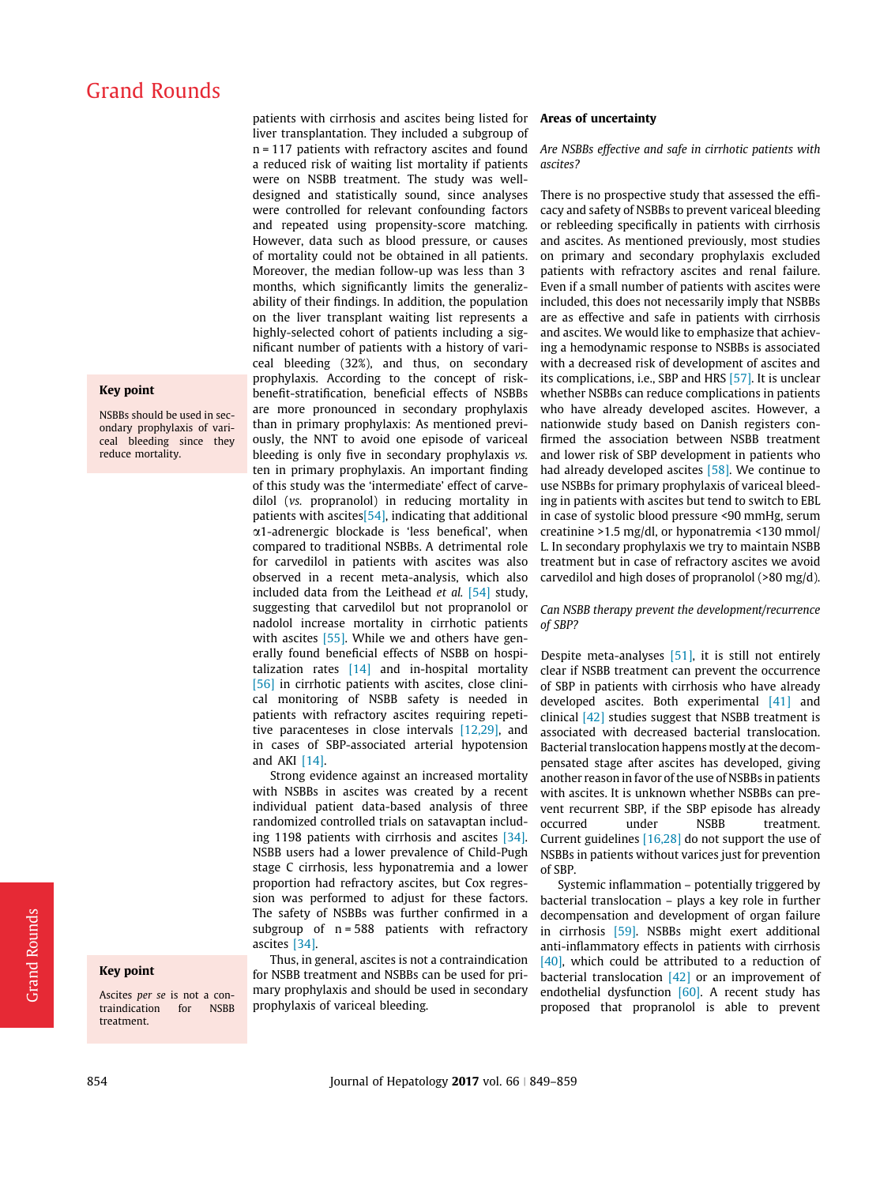patients with cirrhosis and ascites being listed for liver transplantation. They included a subgroup of n = 117 patients with refractory ascites and found a reduced risk of waiting list mortality if patients were on NSBB treatment. The study was well-designed and statistically sound, since analyses were controlled for relevant confounding factors and repeated using propensity-score matching. However, data such as blood pressure, or causes of mortality could not be obtained in all patients. Moreover, the median follow-up was less than 3 months, which significantly limits the generalizability of their findings. In addition, the population on the liver transplant waiting list represents a highly-selected cohort of patients including a significant number of patients with a history of variceal bleeding (32%), and thus, on secondary prophylaxis. According to the concept of risk-benefit-stratification, beneficial effects of NSBBs are more pronounced in secondary prophylaxis than in primary prophylaxis: As mentioned previously, the NNT to avoid one episode of variceal bleeding is only five in secondary prophylaxis *vs.* ten in primary prophylaxis. An important finding of this study was the 'intermediate' effect of carvedilol (*vs.* propranolol) in reducing mortality in patients with ascites[54], indicating that additional α1-adrenergic blockade is 'less benefical', when compared to traditional NSBBs. A detrimental role for carvedilol in patients with ascites was also observed in a recent meta-analysis, which also included data from the Leithead *et al.* [54] study, suggesting that carvedilol but not propranolol or nadolol increase mortality in cirrhotic patients with ascites [55]. While we and others have generally found beneficial effects of NSBB on hospitalization rates [14] and in-hospital mortality [56] in cirrhotic patients with ascites, close clinical monitoring of NSBB safety is needed in patients with refractory ascites requiring repetitive paracenteses in close intervals [12,29], and in cases of SBP-associated arterial hypotension and AKI [14].

Strong evidence against an increased mortality with NSBBs in ascites was created by a recent individual patient data-based analysis of three randomized controlled trials on satavaptan including 1198 patients with cirrhosis and ascites [34]. NSBB users had a lower prevalence of Child-Pugh stage C cirrhosis, less hyponatremia and a lower proportion had refractory ascites, but Cox regression was performed to adjust for these factors. The safety of NSBBs was further confirmed in a subgroup of n = 588 patients with refractory ascites [34].

Thus, in general, ascites is not a contraindication for NSBB treatment and NSBBs can be used for primary prophylaxis and should be used in secondary prophylaxis of variceal bleeding.

**Key point**

NSBBs should be used in secondary prophylaxis of variceal bleeding since they reduce mortality.

**Key point**

Ascites *per se* is not a contraindication for NSBB treatment.

### Areas of uncertainty

*Are NSBBs effective and safe in cirrhotic patients with ascites?*

There is no prospective study that assessed the efficacy and safety of NSBBs to prevent variceal bleeding or rebleeding specifically in patients with cirrhosis and ascites. As mentioned previously, most studies on primary and secondary prophylaxis excluded patients with refractory ascites and renal failure. Even if a small number of patients with ascites were included, this does not necessarily imply that NSBBs are as effective and safe in patients with cirrhosis and ascites. We would like to emphasize that achieving a hemodynamic response to NSBBs is associated with a decreased risk of development of ascites and its complications, i.e., SBP and HRS [57]. It is unclear whether NSBBs can reduce complications in patients who have already developed ascites. However, a nationwide study based on Danish registers confirmed the association between NSBB treatment and lower risk of SBP development in patients who had already developed ascites [58]. We continue to use NSBBs for primary prophylaxis of variceal bleeding in patients with ascites but tend to switch to EBL in case of systolic blood pressure <90 mmHg, serum creatinine >1.5 mg/dl, or hyponatremia <130 mmol/L. In secondary prophylaxis we try to maintain NSBB treatment but in case of refractory ascites we avoid carvedilol and high doses of propranolol (>80 mg/d).

*Can NSBB therapy prevent the development/recurrence of SBP?*

Despite meta-analyses [51], it is still not entirely clear if NSBB treatment can prevent the occurrence of SBP in patients with cirrhosis who have already developed ascites. Both experimental [41] and clinical [42] studies suggest that NSBB treatment is associated with decreased bacterial translocation. Bacterial translocation happens mostly at the decompensated stage after ascites has developed, giving another reason in favor of the use of NSBBs in patients with ascites. It is unknown whether NSBBs can prevent recurrent SBP, if the SBP episode has already occurred under NSBB treatment. Current guidelines [16,28] do not support the use of NSBBs in patients without varices just for prevention of SBP.

Systemic inflammation – potentially triggered by bacterial translocation – plays a key role in further decompensation and development of organ failure in cirrhosis [59]. NSBBs might exert additional anti-inflammatory effects in patients with cirrhosis [40], which could be attributed to a reduction of bacterial translocation [42] or an improvement of endothelial dysfunction [60]. A recent study has proposed that propranolol is able to prevent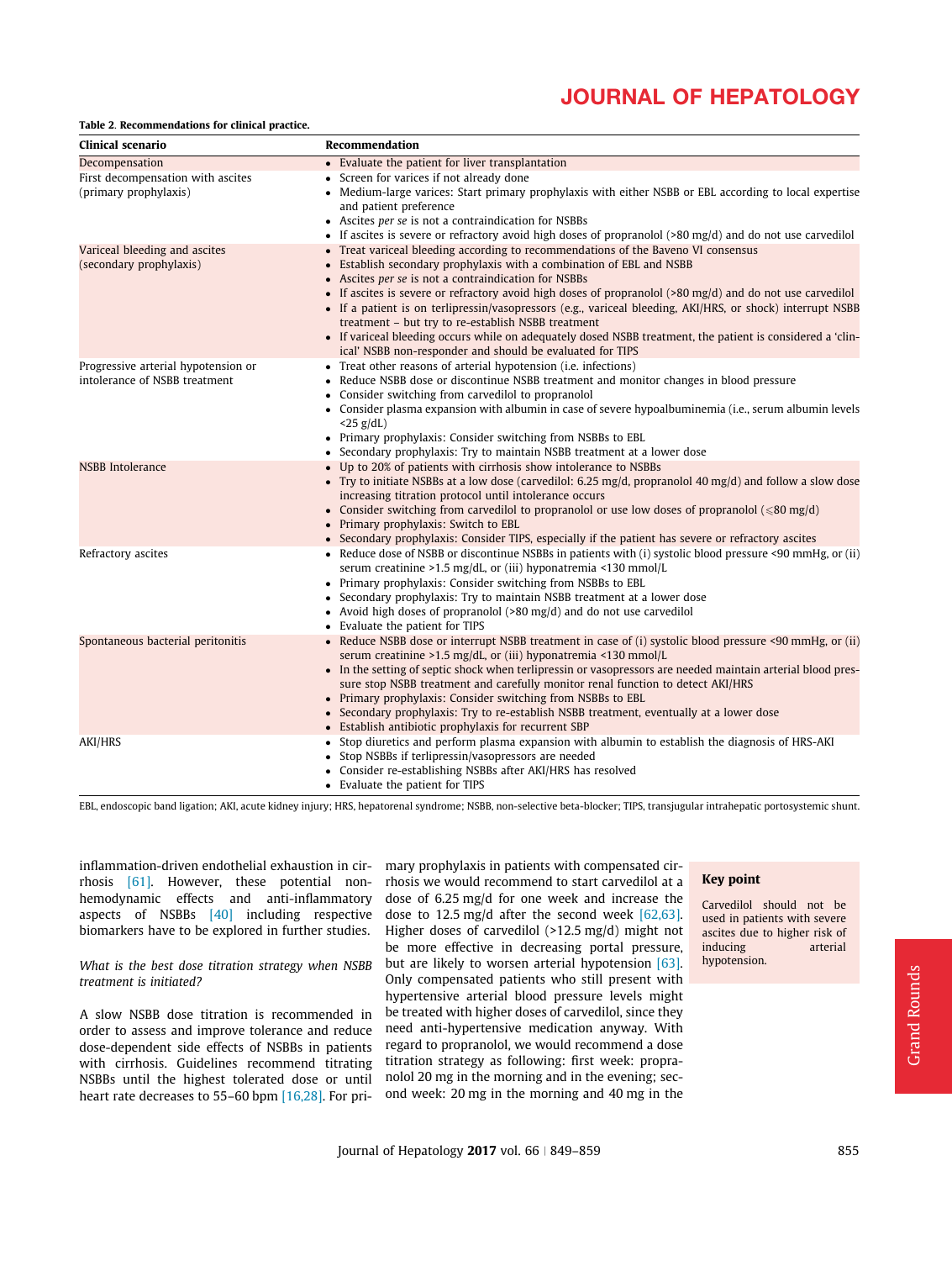**Table 2. Recommendations for clinical practice.**

| Clinical scenario | Recommendation |
|---|---|
| Decompensation | • Evaluate the patient for liver transplantation |
| First decompensation with ascites (primary prophylaxis) | • Screen for varices if not already done<br>• Medium-large varices: Start primary prophylaxis with either NSBB or EBL according to local expertise and patient preference<br>• Ascites *per se* is not a contraindication for NSBBs<br>• If ascites is severe or refractory avoid high doses of propranolol (>80 mg/d) and do not use carvedilol |
| Variceal bleeding and ascites (secondary prophylaxis) | • Treat variceal bleeding according to recommendations of the Baveno VI consensus<br>• Establish secondary prophylaxis with a combination of EBL and NSBB<br>• Ascites *per se* is not a contraindication for NSBBs<br>• If ascites is severe or refractory avoid high doses of propranolol (>80 mg/d) and do not use carvedilol<br>• If a patient is on terlipressin/vasopressors (e.g., variceal bleeding, AKI/HRS, or shock) interrupt NSBB treatment – but try to re-establish NSBB treatment<br>• If variceal bleeding occurs while on adequately dosed NSBB treatment, the patient is considered a 'clinical' NSBB non-responder and should be evaluated for TIPS |
| Progressive arterial hypotension or intolerance of NSBB treatment | • Treat other reasons of arterial hypotension (i.e. infections)<br>• Reduce NSBB dose or discontinue NSBB treatment and monitor changes in blood pressure<br>• Consider switching from carvedilol to propranolol<br>• Consider plasma expansion with albumin in case of severe hypoalbuminemia (i.e., serum albumin levels <25 g/dL)<br>• Primary prophylaxis: Consider switching from NSBBs to EBL<br>• Secondary prophylaxis: Try to maintain NSBB treatment at a lower dose |
| NSBB Intolerance | • Up to 20% of patients with cirrhosis show intolerance to NSBBs<br>• Try to initiate NSBBs at a low dose (carvedilol: 6.25 mg/d, propranolol 40 mg/d) and follow a slow dose increasing titration protocol until intolerance occurs<br>• Consider switching from carvedilol to propranolol or use low doses of propranolol (⩽80 mg/d)<br>• Primary prophylaxis: Switch to EBL<br>• Secondary prophylaxis: Consider TIPS, especially if the patient has severe or refractory ascites |
| Refractory ascites | • Reduce dose of NSBB or discontinue NSBBs in patients with (i) systolic blood pressure <90 mmHg, or (ii) serum creatinine >1.5 mg/dL, or (iii) hyponatremia <130 mmol/L<br>• Primary prophylaxis: Consider switching from NSBBs to EBL<br>• Secondary prophylaxis: Try to maintain NSBB treatment at a lower dose<br>• Avoid high doses of propranolol (>80 mg/d) and do not use carvedilol<br>• Evaluate the patient for TIPS |
| Spontaneous bacterial peritonitis | • Reduce NSBB dose or interrupt NSBB treatment in case of (i) systolic blood pressure <90 mmHg, or (ii) serum creatinine >1.5 mg/dL, or (iii) hyponatremia <130 mmol/L<br>• In the setting of septic shock when terlipressin or vasopressors are needed maintain arterial blood pressure stop NSBB treatment and carefully monitor renal function to detect AKI/HRS<br>• Primary prophylaxis: Consider switching from NSBBs to EBL<br>• Secondary prophylaxis: Try to re-establish NSBB treatment, eventually at a lower dose<br>• Establish antibiotic prophylaxis for recurrent SBP |
| AKI/HRS | • Stop diuretics and perform plasma expansion with albumin to establish the diagnosis of HRS-AKI<br>• Stop NSBBs if terlipressin/vasopressors are needed<br>• Consider re-establishing NSBBs after AKI/HRS has resolved<br>• Evaluate the patient for TIPS |

EBL, endoscopic band ligation; AKI, acute kidney injury; HRS, hepatorenal syndrome; NSBB, non-selective beta-blocker; TIPS, transjugular intrahepatic portosystemic shunt.

inflammation-driven endothelial exhaustion in cirrhosis [61]. However, these potential non-hemodynamic effects and anti-inflammatory aspects of NSBBs [40] including respective biomarkers have to be explored in further studies.

*What is the best dose titration strategy when NSBB treatment is initiated?*

A slow NSBB dose titration is recommended in order to assess and improve tolerance and reduce dose-dependent side effects of NSBBs in patients with cirrhosis. Guidelines recommend titrating NSBBs until the highest tolerated dose or until heart rate decreases to 55–60 bpm [16,28]. For primary prophylaxis in patients with compensated cirrhosis we would recommend to start carvedilol at a dose of 6.25 mg/d for one week and increase the dose to 12.5 mg/d after the second week [62,63]. Higher doses of carvedilol (>12.5 mg/d) might not be more effective in decreasing portal pressure, but are likely to worsen arterial hypotension [63]. Only compensated patients who still present with hypertensive arterial blood pressure levels might be treated with higher doses of carvedilol, since they need anti-hypertensive medication anyway. With regard to propranolol, we would recommend a dose titration strategy as following: first week: propranolol 20 mg in the morning and in the evening; second week: 20 mg in the morning and 40 mg in the

**Key point**

Carvedilol should not be used in patients with severe ascites due to higher risk of inducing arterial hypotension.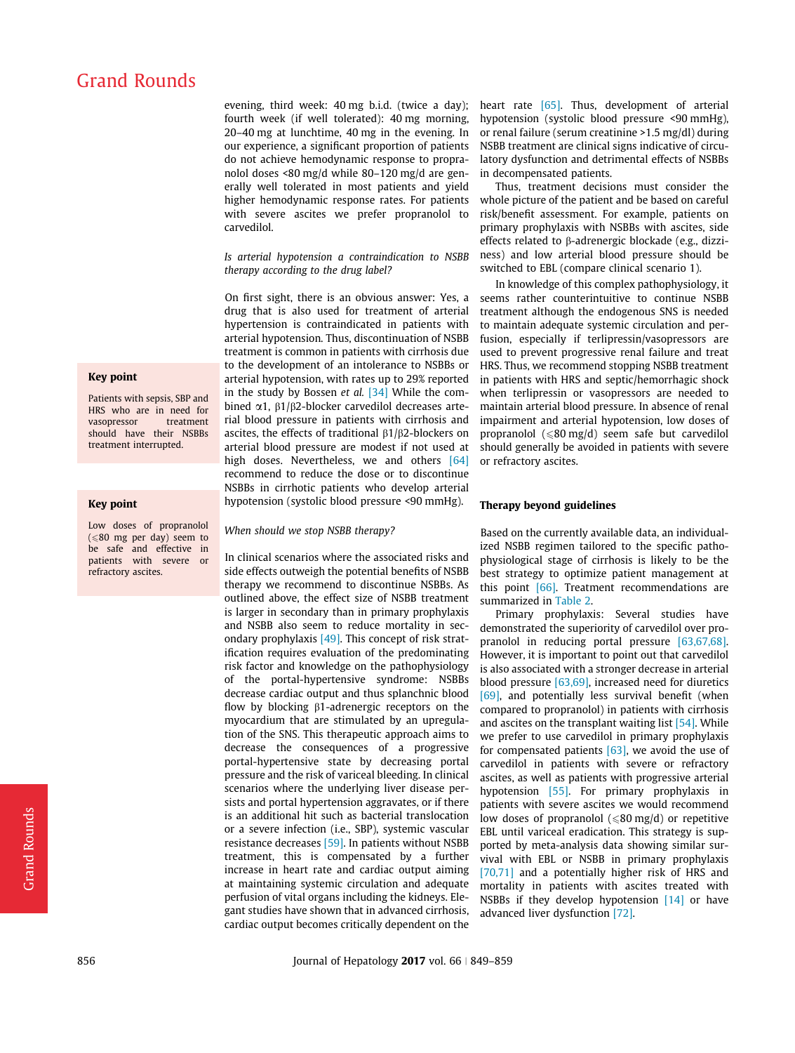evening, third week: 40 mg b.i.d. (twice a day); fourth week (if well tolerated): 40 mg morning, 20–40 mg at lunchtime, 40 mg in the evening. In our experience, a significant proportion of patients do not achieve hemodynamic response to propranolol doses <80 mg/d while 80–120 mg/d are generally well tolerated in most patients and yield higher hemodynamic response rates. For patients with severe ascites we prefer propranolol to carvedilol.

*Is arterial hypotension a contraindication to NSBB therapy according to the drug label?*

On first sight, there is an obvious answer: Yes, a drug that is also used for treatment of arterial hypertension is contraindicated in patients with arterial hypotension. Thus, discontinuation of NSBB treatment is common in patients with cirrhosis due to the development of an intolerance to NSBBs or arterial hypotension, with rates up to 29% reported in the study by Bossen *et al.* [34] While the combined α1, β1/β2-blocker carvedilol decreases arterial blood pressure in patients with cirrhosis and ascites, the effects of traditional β1/β2-blockers on arterial blood pressure are modest if not used at high doses. Nevertheless, we and others [64] recommend to reduce the dose or to discontinue NSBBs in cirrhotic patients who develop arterial hypotension (systolic blood pressure <90 mmHg).

> **Key point**
>
> Patients with sepsis, SBP and HRS who are in need for vasopressor treatment should have their NSBBs treatment interrupted.

> **Key point**
>
> Low doses of propranolol (⩽80 mg per day) seem to be safe and effective in patients with severe or refractory ascites.

*When should we stop NSBB therapy?*

In clinical scenarios where the associated risks and side effects outweigh the potential benefits of NSBB therapy we recommend to discontinue NSBBs. As outlined above, the effect size of NSBB treatment is larger in secondary than in primary prophylaxis and NSBB also seem to reduce mortality in secondary prophylaxis [49]. This concept of risk stratification requires evaluation of the predominating risk factor and knowledge on the pathophysiology of the portal-hypertensive syndrome: NSBBs decrease cardiac output and thus splanchnic blood flow by blocking β1-adrenergic receptors on the myocardium that are stimulated by an upregulation of the SNS. This therapeutic approach aims to decrease the consequences of a progressive portal-hypertensive state by decreasing portal pressure and the risk of variceal bleeding. In clinical scenarios where the underlying liver disease persists and portal hypertension aggravates, or if there is an additional hit such as bacterial translocation or a severe infection (i.e., SBP), systemic vascular resistance decreases [59]. In patients without NSBB treatment, this is compensated by a further increase in heart rate and cardiac output aiming at maintaining systemic circulation and adequate perfusion of vital organs including the kidneys. Elegant studies have shown that in advanced cirrhosis, cardiac output becomes critically dependent on the heart rate [65]. Thus, development of arterial hypotension (systolic blood pressure <90 mmHg), or renal failure (serum creatinine >1.5 mg/dl) during NSBB treatment are clinical signs indicative of circulatory dysfunction and detrimental effects of NSBBs in decompensated patients.

Thus, treatment decisions must consider the whole picture of the patient and be based on careful risk/benefit assessment. For example, patients on primary prophylaxis with NSBBs with ascites, side effects related to β-adrenergic blockade (e.g., dizziness) and low arterial blood pressure should be switched to EBL (compare clinical scenario 1).

In knowledge of this complex pathophysiology, it seems rather counterintuitive to continue NSBB treatment although the endogenous SNS is needed to maintain adequate systemic circulation and perfusion, especially if terlipressin/vasopressors are used to prevent progressive renal failure and treat HRS. Thus, we recommend stopping NSBB treatment in patients with HRS and septic/hemorrhagic shock when terlipressin or vasopressors are needed to maintain arterial blood pressure. In absence of renal impairment and arterial hypotension, low doses of propranolol (⩽80 mg/d) seem safe but carvedilol should generally be avoided in patients with severe or refractory ascites.

### Therapy beyond guidelines

Based on the currently available data, an individualized NSBB regimen tailored to the specific pathophysiological stage of cirrhosis is likely to be the best strategy to optimize patient management at this point [66]. Treatment recommendations are summarized in Table 2.

Primary prophylaxis: Several studies have demonstrated the superiority of carvedilol over propranolol in reducing portal pressure [63,67,68]. However, it is important to point out that carvedilol is also associated with a stronger decrease in arterial blood pressure [63,69], increased need for diuretics [69], and potentially less survival benefit (when compared to propranolol) in patients with cirrhosis and ascites on the transplant waiting list [54]. While we prefer to use carvedilol in primary prophylaxis for compensated patients [63], we avoid the use of carvedilol in patients with severe or refractory ascites, as well as patients with progressive arterial hypotension [55]. For primary prophylaxis in patients with severe ascites we would recommend low doses of propranolol (⩽80 mg/d) or repetitive EBL until variceal eradication. This strategy is supported by meta-analysis data showing similar survival with EBL or NSBB in primary prophylaxis [70,71] and a potentially higher risk of HRS and mortality in patients with ascites treated with NSBBs if they develop hypotension [14] or have advanced liver dysfunction [72].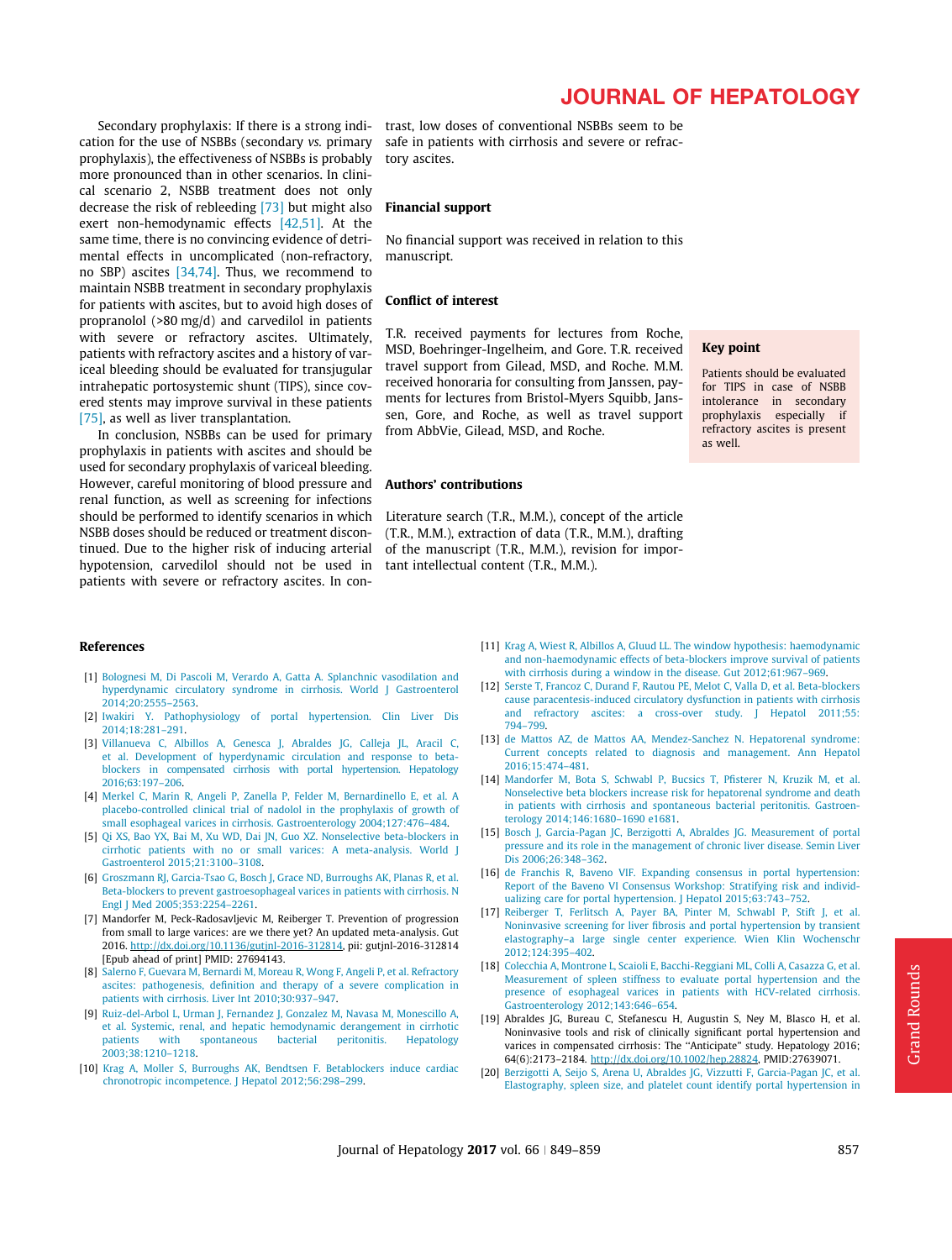Secondary prophylaxis: If there is a strong indication for the use of NSBBs (secondary *vs.* primary prophylaxis), the effectiveness of NSBBs is probably more pronounced than in other scenarios. In clinical scenario 2, NSBB treatment does not only decrease the risk of rebleeding [73] but might also exert non-hemodynamic effects [42,51]. At the same time, there is no convincing evidence of detrimental effects in uncomplicated (non-refractory, no SBP) ascites [34,74]. Thus, we recommend to maintain NSBB treatment in secondary prophylaxis for patients with ascites, but to avoid high doses of propranolol (>80 mg/d) and carvedilol in patients with severe or refractory ascites. Ultimately, patients with refractory ascites and a history of variceal bleeding should be evaluated for transjugular intrahepatic portosystemic shunt (TIPS), since covered stents may improve survival in these patients [75], as well as liver transplantation.

In conclusion, NSBBs can be used for primary prophylaxis in patients with ascites and should be used for secondary prophylaxis of variceal bleeding. However, careful monitoring of blood pressure and renal function, as well as screening for infections should be performed to identify scenarios in which NSBB doses should be reduced or treatment discontinued. Due to the higher risk of inducing arterial hypotension, carvedilol should not be used in patients with severe or refractory ascites. In contrast, low doses of conventional NSBBs seem to be safe in patients with cirrhosis and severe or refractory ascites.

### Financial support

No financial support was received in relation to this manuscript.

### Conflict of interest

T.R. received payments for lectures from Roche, MSD, Boehringer-Ingelheim, and Gore. T.R. received travel support from Gilead, MSD, and Roche. M.M. received honoraria for consulting from Janssen, payments for lectures from Bristol-Myers Squibb, Janssen, Gore, and Roche, as well as travel support from AbbVie, Gilead, MSD, and Roche.

### Authors' contributions

Literature search (T.R., M.M.), concept of the article (T.R., M.M.), extraction of data (T.R., M.M.), drafting of the manuscript (T.R., M.M.), revision for important intellectual content (T.R., M.M.).

**Key point**

Patients should be evaluated for TIPS in case of NSBB intolerance in secondary prophylaxis especially if refractory ascites is present as well.

### References

[1] Bolognesi M, Di Pascoli M, Verardo A, Gatta A. Splanchnic vasodilation and hyperdynamic circulatory syndrome in cirrhosis. World J Gastroenterol 2014;20:2555–2563.

[2] Iwakiri Y. Pathophysiology of portal hypertension. Clin Liver Dis 2014;18:281–291.

[3] Villanueva C, Albillos A, Genesca J, Abraldes JG, Calleja JL, Aracil C, et al. Development of hyperdynamic circulation and response to beta-blockers in compensated cirrhosis with portal hypertension. Hepatology 2016;63:197–206.

[4] Merkel C, Marin R, Angeli P, Zanella P, Felder M, Bernardinello E, et al. A placebo-controlled clinical trial of nadolol in the prophylaxis of growth of small esophageal varices in cirrhosis. Gastroenterology 2004;127:476–484.

[5] Qi XS, Bao YX, Bai M, Xu WD, Dai JN, Guo XZ. Nonselective beta-blockers in cirrhotic patients with no or small varices: A meta-analysis. World J Gastroenterol 2015;21:3100–3108.

[6] Groszmann RJ, Garcia-Tsao G, Bosch J, Grace ND, Burroughs AK, Planas R, et al. Beta-blockers to prevent gastroesophageal varices in patients with cirrhosis. N Engl J Med 2005;353:2254–2261.

[7] Mandorfer M, Peck-Radosavljevic M, Reiberger T. Prevention of progression from small to large varices: are we there yet? An updated meta-analysis. Gut 2016. http://dx.doi.org/10.1136/gutjnl-2016-312814, pii: gutjnl-2016-312814 [Epub ahead of print] PMID: 27694143.

[8] Salerno F, Guevara M, Bernardi M, Moreau R, Wong F, Angeli P, et al. Refractory ascites: pathogenesis, definition and therapy of a severe complication in patients with cirrhosis. Liver Int 2010;30:937–947.

[9] Ruiz-del-Arbol L, Urman J, Fernandez J, Gonzalez M, Navasa M, Monescillo A, et al. Systemic, renal, and hepatic hemodynamic derangement in cirrhotic patients with spontaneous bacterial peritonitis. Hepatology 2003;38:1210–1218.

[10] Krag A, Moller S, Burroughs AK, Bendtsen F. Betablockers induce cardiac chronotropic incompetence. J Hepatol 2012;56:298–299.

[11] Krag A, Wiest R, Albillos A, Gluud LL. The window hypothesis: haemodynamic and non-haemodynamic effects of beta-blockers improve survival of patients with cirrhosis during a window in the disease. Gut 2012;61:967–969.

[12] Serste T, Francoz C, Durand F, Rautou PE, Melot C, Valla D, et al. Beta-blockers cause paracentesis-induced circulatory dysfunction in patients with cirrhosis and refractory ascites: a cross-over study. J Hepatol 2011;55: 794–799.

[13] de Mattos AZ, de Mattos AA, Mendez-Sanchez N. Hepatorenal syndrome: Current concepts related to diagnosis and management. Ann Hepatol 2016;15:474–481.

[14] Mandorfer M, Bota S, Schwabl P, Bucsics T, Pfisterer N, Kruzik M, et al. Nonselective beta blockers increase risk for hepatorenal syndrome and death in patients with cirrhosis and spontaneous bacterial peritonitis. Gastroenterology 2014;146:1680–1690 e1681.

[15] Bosch J, Garcia-Pagan JC, Berzigotti A, Abraldes JG. Measurement of portal pressure and its role in the management of chronic liver disease. Semin Liver Dis 2006;26:348–362.

[16] de Franchis R, Baveno VIF. Expanding consensus in portal hypertension: Report of the Baveno VI Consensus Workshop: Stratifying risk and individualizing care for portal hypertension. J Hepatol 2015;63:743–752.

[17] Reiberger T, Ferlitsch A, Payer BA, Pinter M, Schwabl P, Stift J, et al. Noninvasive screening for liver fibrosis and portal hypertension by transient elastography–a large single center experience. Wien Klin Wochenschr 2012;124:395–402.

[18] Colecchia A, Montrone L, Scaioli E, Bacchi-Reggiani ML, Colli A, Casazza G, et al. Measurement of spleen stiffness to evaluate portal hypertension and the presence of esophageal varices in patients with HCV-related cirrhosis. Gastroenterology 2012;143:646–654.

[19] Abraldes JG, Bureau C, Stefanescu H, Augustin S, Ney M, Blasco H, et al. Noninvasive tools and risk of clinically significant portal hypertension and varices in compensated cirrhosis: The "Anticipate" study. Hepatology 2016; 64(6):2173–2184. http://dx.doi.org/10.1002/hep.28824, PMID:27639071.

[20] Berzigotti A, Seijo S, Arena U, Abraldes JG, Vizzutti F, Garcia-Pagan JC, et al. Elastography, spleen size, and platelet count identify portal hypertension in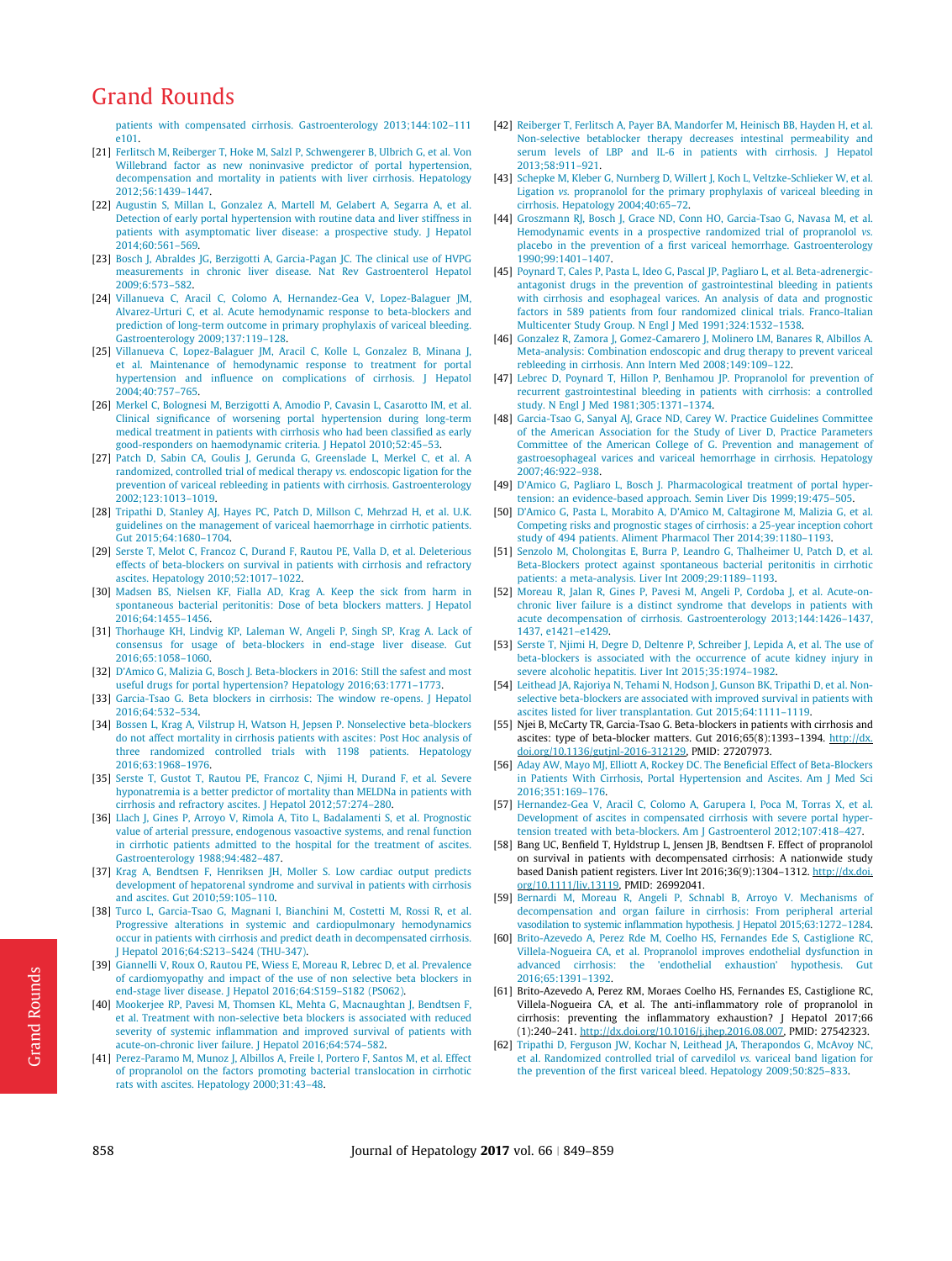patients with compensated cirrhosis. Gastroenterology 2013;144:102–111 e101.

[21] Ferlitsch M, Reiberger T, Hoke M, Salzl P, Schwengerer B, Ulbrich G, et al. Von Willebrand factor as new noninvasive predictor of portal hypertension, decompensation and mortality in patients with liver cirrhosis. Hepatology 2012;56:1439–1447.

[22] Augustin S, Millan L, Gonzalez A, Martell M, Gelabert A, Segarra A, et al. Detection of early portal hypertension with routine data and liver stiffness in patients with asymptomatic liver disease: a prospective study. J Hepatol 2014;60:561–569.

[23] Bosch J, Abraldes JG, Berzigotti A, Garcia-Pagan JC. The clinical use of HVPG measurements in chronic liver disease. Nat Rev Gastroenterol Hepatol 2009;6:573–582.

[24] Villanueva C, Aracil C, Colomo A, Hernandez-Gea V, Lopez-Balaguer JM, Alvarez-Urturi C, et al. Acute hemodynamic response to beta-blockers and prediction of long-term outcome in primary prophylaxis of variceal bleeding. Gastroenterology 2009;137:119–128.

[25] Villanueva C, Lopez-Balaguer JM, Aracil C, Kolle L, Gonzalez B, Minana J, et al. Maintenance of hemodynamic response to treatment for portal hypertension and influence on complications of cirrhosis. J Hepatol 2004;40:757–765.

[26] Merkel C, Bolognesi M, Berzigotti A, Amodio P, Cavasin L, Casarotto IM, et al. Clinical significance of worsening portal hypertension during long-term medical treatment in patients with cirrhosis who had been classified as early good-responders on haemodynamic criteria. J Hepatol 2010;52:45–53.

[27] Patch D, Sabin CA, Goulis J, Gerunda G, Greenslade L, Merkel C, et al. A randomized, controlled trial of medical therapy *vs.* endoscopic ligation for the prevention of variceal rebleeding in patients with cirrhosis. Gastroenterology 2002;123:1013–1019.

[28] Tripathi D, Stanley AJ, Hayes PC, Patch D, Millson C, Mehrzad H, et al. U.K. guidelines on the management of variceal haemorrhage in cirrhotic patients. Gut 2015;64:1680–1704.

[29] Serste T, Melot C, Francoz C, Durand F, Rautou PE, Valla D, et al. Deleterious effects of beta-blockers on survival in patients with cirrhosis and refractory ascites. Hepatology 2010;52:1017–1022.

[30] Madsen BS, Nielsen KF, Fialla AD, Krag A. Keep the sick from harm in spontaneous bacterial peritonitis: Dose of beta blockers matters. J Hepatol 2016;64:1455–1456.

[31] Thorhauge KH, Lindvig KP, Laleman W, Angeli P, Singh SP, Krag A. Lack of consensus for usage of beta-blockers in end-stage liver disease. Gut 2016;65:1058–1060.

[32] D'Amico G, Malizia G, Bosch J. Beta-blockers in 2016: Still the safest and most useful drugs for portal hypertension? Hepatology 2016;63:1771–1773.

[33] Garcia-Tsao G. Beta blockers in cirrhosis: The window re-opens. J Hepatol 2016;64:532–534.

[34] Bossen L, Krag A, Vilstrup H, Watson H, Jepsen P. Nonselective beta-blockers do not affect mortality in cirrhosis patients with ascites: Post Hoc analysis of three randomized controlled trials with 1198 patients. Hepatology 2016;63:1968–1976.

[35] Serste T, Gustot T, Rautou PE, Francoz C, Njimi H, Durand F, et al. Severe hyponatremia is a better predictor of mortality than MELDNa in patients with cirrhosis and refractory ascites. J Hepatol 2012;57:274–280.

[36] Llach J, Gines P, Arroyo V, Rimola A, Tito L, Badalamenti S, et al. Prognostic value of arterial pressure, endogenous vasoactive systems, and renal function in cirrhotic patients admitted to the hospital for the treatment of ascites. Gastroenterology 1988;94:482–487.

[37] Krag A, Bendtsen F, Henriksen JH, Moller S. Low cardiac output predicts development of hepatorenal syndrome and survival in patients with cirrhosis and ascites. Gut 2010;59:105–110.

[38] Turco L, Garcia-Tsao G, Magnani I, Bianchini M, Costetti M, Rossi R, et al. Progressive alterations in systemic and cardiopulmonary hemodynamics occur in patients with cirrhosis and predict death in decompensated cirrhosis. J Hepatol 2016;64:S213–S424 (THU-347).

[39] Giannelli V, Roux O, Rautou PE, Wiess E, Moreau R, Lebrec D, et al. Prevalence of cardiomyopathy and impact of the use of non selective beta blockers in end-stage liver disease. J Hepatol 2016;64:S159–S182 (PS062).

[40] Mookerjee RP, Pavesi M, Thomsen KL, Mehta G, Macnaughtan J, Bendtsen F, et al. Treatment with non-selective beta blockers is associated with reduced severity of systemic inflammation and improved survival of patients with acute-on-chronic liver failure. J Hepatol 2016;64:574–582.

[41] Perez-Paramo M, Munoz J, Albillos A, Freile I, Portero F, Santos M, et al. Effect of propranolol on the factors promoting bacterial translocation in cirrhotic rats with ascites. Hepatology 2000;31:43–48.

[42] Reiberger T, Ferlitsch A, Payer BA, Mandorfer M, Heinisch BB, Hayden H, et al. Non-selective betablocker therapy decreases intestinal permeability and serum levels of LBP and IL-6 in patients with cirrhosis. J Hepatol 2013;58:911–921.

[43] Schepke M, Kleber G, Nurnberg D, Willert J, Koch L, Veltzke-Schlieker W, et al. Ligation *vs.* propranolol for the primary prophylaxis of variceal bleeding in cirrhosis. Hepatology 2004;40:65–72.

[44] Groszmann RJ, Bosch J, Grace ND, Conn HO, Garcia-Tsao G, Navasa M, et al. Hemodynamic events in a prospective randomized trial of propranolol *vs.* placebo in the prevention of a first variceal hemorrhage. Gastroenterology 1990;99:1401–1407.

[45] Poynard T, Cales P, Pasta L, Ideo G, Pascal JP, Pagliaro L, et al. Beta-adrenergic-antagonist drugs in the prevention of gastrointestinal bleeding in patients with cirrhosis and esophageal varices. An analysis of data and prognostic factors in 589 patients from four randomized clinical trials. Franco-Italian Multicenter Study Group. N Engl J Med 1991;324:1532–1538.

[46] Gonzalez R, Zamora J, Gomez-Camarero J, Molinero LM, Banares R, Albillos A. Meta-analysis: Combination endoscopic and drug therapy to prevent variceal rebleeding in cirrhosis. Ann Intern Med 2008;149:109–122.

[47] Lebrec D, Poynard T, Hillon P, Benhamou JP. Propranolol for prevention of recurrent gastrointestinal bleeding in patients with cirrhosis: a controlled study. N Engl J Med 1981;305:1371–1374.

[48] Garcia-Tsao G, Sanyal AJ, Grace ND, Carey W. Practice Guidelines Committee of the American Association for the Study of Liver D, Practice Parameters Committee of the American College of G. Prevention and management of gastroesophageal varices and variceal hemorrhage in cirrhosis. Hepatology 2007;46:922–938.

[49] D'Amico G, Pagliaro L, Bosch J. Pharmacological treatment of portal hypertension: an evidence-based approach. Semin Liver Dis 1999;19:475–505.

[50] D'Amico G, Pasta L, Morabito A, D'Amico M, Caltagirone M, Malizia G, et al. Competing risks and prognostic stages of cirrhosis: a 25-year inception cohort study of 494 patients. Aliment Pharmacol Ther 2014;39:1180–1193.

[51] Senzolo M, Cholongitas E, Burra P, Leandro G, Thalheimer U, Patch D, et al. Beta-Blockers protect against spontaneous bacterial peritonitis in cirrhotic patients: a meta-analysis. Liver Int 2009;29:1189–1193.

[52] Moreau R, Jalan R, Gines P, Pavesi M, Angeli P, Cordoba J, et al. Acute-on-chronic liver failure is a distinct syndrome that develops in patients with acute decompensation of cirrhosis. Gastroenterology 2013;144:1426–1437, 1437, e1421–e1429.

[53] Serste T, Njimi H, Degre D, Deltenre P, Schreiber J, Lepida A, et al. The use of beta-blockers is associated with the occurrence of acute kidney injury in severe alcoholic hepatitis. Liver Int 2015;35:1974–1982.

[54] Leithead JA, Rajoriya N, Tehami N, Hodson J, Gunson BK, Tripathi D, et al. Non-selective beta-blockers are associated with improved survival in patients with ascites listed for liver transplantation. Gut 2015;64:1111–1119.

[55] Njei B, McCarty TR, Garcia-Tsao G. Beta-blockers in patients with cirrhosis and ascites: type of beta-blocker matters. Gut 2016;65(8):1393–1394. http://dx.doi.org/10.1136/gutjnl-2016-312129, PMID: 27207973.

[56] Aday AW, Mayo MJ, Elliott A, Rockey DC. The Beneficial Effect of Beta-Blockers in Patients With Cirrhosis, Portal Hypertension and Ascites. Am J Med Sci 2016;351:169–176.

[57] Hernandez-Gea V, Aracil C, Colomo A, Garupera I, Poca M, Torras X, et al. Development of ascites in compensated cirrhosis with severe portal hypertension treated with beta-blockers. Am J Gastroenterol 2012;107:418–427.

[58] Bang UC, Benfield T, Hyldstrup L, Jensen JB, Bendtsen F. Effect of propranolol on survival in patients with decompensated cirrhosis: A nationwide study based Danish patient registers. Liver Int 2016;36(9):1304–1312. http://dx.doi.org/10.1111/liv.13119, PMID: 26992041.

[59] Bernardi M, Moreau R, Angeli P, Schnabl B, Arroyo V. Mechanisms of decompensation and organ failure in cirrhosis: From peripheral arterial vasodilation to systemic inflammation hypothesis. J Hepatol 2015;63:1272–1284.

[60] Brito-Azevedo A, Perez Rde M, Coelho HS, Fernandes Ede S, Castiglione RC, Villela-Nogueira CA, et al. Propranolol improves endothelial dysfunction in advanced cirrhosis: the 'endothelial exhaustion' hypothesis. Gut 2016;65:1391–1392.

[61] Brito-Azevedo A, Perez RM, Moraes Coelho HS, Fernandes ES, Castiglione RC, Villela-Nogueira CA, et al. The anti-inflammatory role of propranolol in cirrhosis: preventing the inflammatory exhaustion? J Hepatol 2017;66(1):240–241. http://dx.doi.org/10.1016/j.jhep.2016.08.007, PMID: 27542323.

[62] Tripathi D, Ferguson JW, Kochar N, Leithead JA, Therapondos G, McAvoy NC, et al. Randomized controlled trial of carvedilol *vs.* variceal band ligation for the prevention of the first variceal bleed. Hepatology 2009;50:825–833.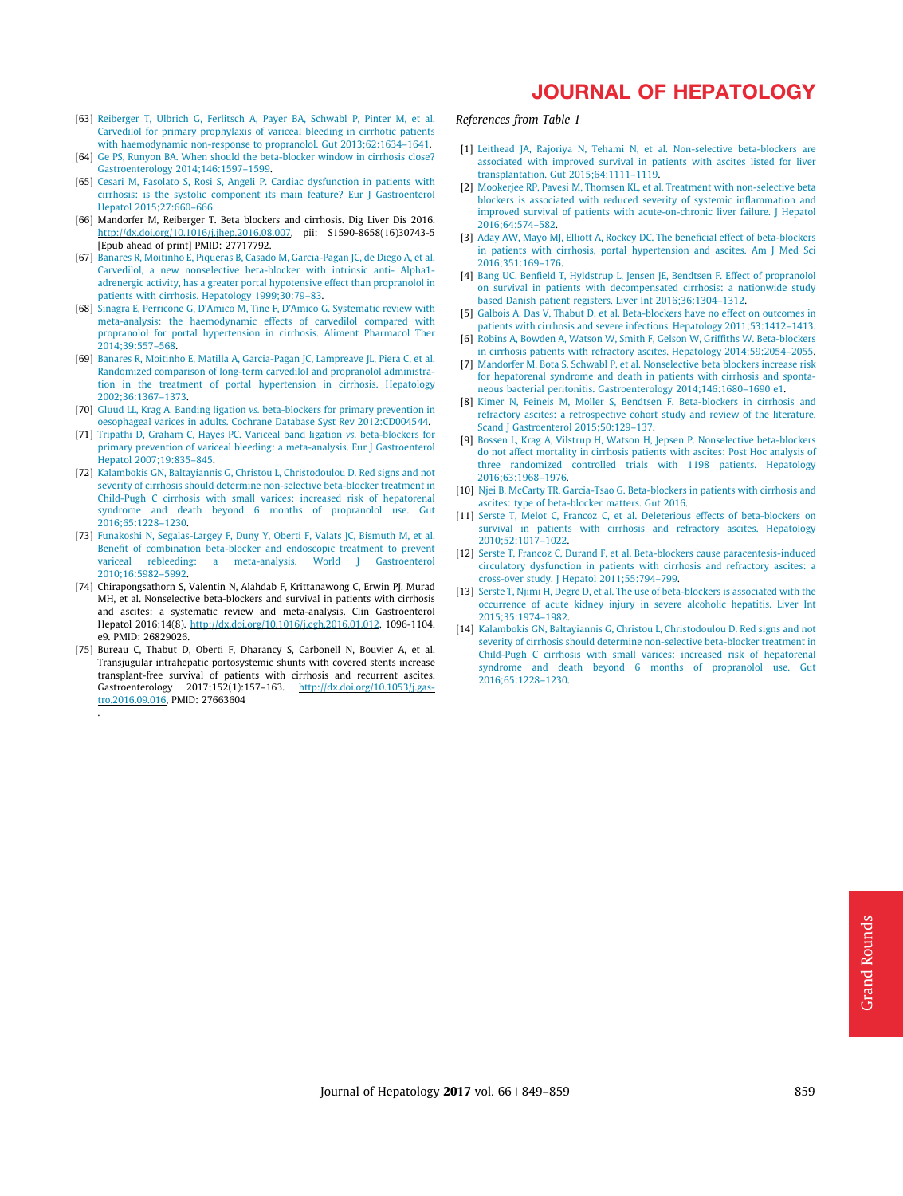[63] Reiberger T, Ulbrich G, Ferlitsch A, Payer BA, Schwabl P, Pinter M, et al. Carvedilol for primary prophylaxis of variceal bleeding in cirrhotic patients with haemodynamic non-response to propranolol. Gut 2013;62:1634–1641.

[64] Ge PS, Runyon BA. When should the beta-blocker window in cirrhosis close? Gastroenterology 2014;146:1597–1599.

[65] Cesari M, Fasolato S, Rosi S, Angeli P. Cardiac dysfunction in patients with cirrhosis: is the systolic component its main feature? Eur J Gastroenterol Hepatol 2015;27:660–666.

[66] Mandorfer M, Reiberger T. Beta blockers and cirrhosis. Dig Liver Dis 2016. http://dx.doi.org/10.1016/j.jhep.2016.08.007, pii: S1590-8658(16)30743-5 [Epub ahead of print] PMID: 27717792.

[67] Banares R, Moitinho E, Piqueras B, Casado M, Garcia-Pagan JC, de Diego A, et al. Carvedilol, a new nonselective beta-blocker with intrinsic anti- Alpha1-adrenergic activity, has a greater portal hypotensive effect than propranolol in patients with cirrhosis. Hepatology 1999;30:79–83.

[68] Sinagra E, Perricone G, D'Amico M, Tine F, D'Amico G. Systematic review with meta-analysis: the haemodynamic effects of carvedilol compared with propranolol for portal hypertension in cirrhosis. Aliment Pharmacol Ther 2014;39:557–568.

[69] Banares R, Moitinho E, Matilla A, Garcia-Pagan JC, Lampreave JL, Piera C, et al. Randomized comparison of long-term carvedilol and propranolol administration in the treatment of portal hypertension in cirrhosis. Hepatology 2002;36:1367–1373.

[70] Gluud LL, Krag A. Banding ligation *vs.* beta-blockers for primary prevention in oesophageal varices in adults. Cochrane Database Syst Rev 2012:CD004544.

[71] Tripathi D, Graham C, Hayes PC. Variceal band ligation *vs.* beta-blockers for primary prevention of variceal bleeding: a meta-analysis. Eur J Gastroenterol Hepatol 2007;19:835–845.

[72] Kalambokis GN, Baltayiannis G, Christou L, Christodoulou D. Red signs and not severity of cirrhosis should determine non-selective beta-blocker treatment in Child-Pugh C cirrhosis with small varices: increased risk of hepatorenal syndrome and death beyond 6 months of propranolol use. Gut 2016;65:1228–1230.

[73] Funakoshi N, Segalas-Largey F, Duny Y, Oberti F, Valats JC, Bismuth M, et al. Benefit of combination beta-blocker and endoscopic treatment to prevent variceal rebleeding: a meta-analysis. World J Gastroenterol 2010;16:5982–5992.

[74] Chirapongsathorn S, Valentin N, Alahdab F, Krittanawong C, Erwin PJ, Murad MH, et al. Nonselective beta-blockers and survival in patients with cirrhosis and ascites: a systematic review and meta-analysis. Clin Gastroenterol Hepatol 2016;14(8). http://dx.doi.org/10.1016/j.cgh.2016.01.012, 1096-1104. e9. PMID: 26829026.

[75] Bureau C, Thabut D, Oberti F, Dharancy S, Carbonell N, Bouvier A, et al. Transjugular intrahepatic portosystemic shunts with covered stents increase transplant-free survival of patients with cirrhosis and recurrent ascites. Gastroenterology 2017;152(1):157–163. http://dx.doi.org/10.1053/j.gastro.2016.09.016, PMID: 27663604

*References from Table 1*

[1] Leithead JA, Rajoriya N, Tehami N, et al. Non-selective beta-blockers are associated with improved survival in patients with ascites listed for liver transplantation. Gut 2015;64:1111–1119.

[2] Mookerjee RP, Pavesi M, Thomsen KL, et al. Treatment with non-selective beta blockers is associated with reduced severity of systemic inflammation and improved survival of patients with acute-on-chronic liver failure. J Hepatol 2016;64:574–582.

[3] Aday AW, Mayo MJ, Elliott A, Rockey DC. The beneficial effect of beta-blockers in patients with cirrhosis, portal hypertension and ascites. Am J Med Sci 2016;351:169–176.

[4] Bang UC, Benfield T, Hyldstrup L, Jensen JE, Bendtsen F. Effect of propranolol on survival in patients with decompensated cirrhosis: a nationwide study based Danish patient registers. Liver Int 2016;36:1304–1312.

[5] Galbois A, Das V, Thabut D, et al. Beta-blockers have no effect on outcomes in patients with cirrhosis and severe infections. Hepatology 2011;53:1412–1413.

[6] Robins A, Bowden A, Watson W, Smith F, Gelson W, Griffiths W. Beta-blockers in cirrhosis patients with refractory ascites. Hepatology 2014;59:2054–2055.

[7] Mandorfer M, Bota S, Schwabl P, et al. Nonselective beta blockers increase risk for hepatorenal syndrome and death in patients with cirrhosis and spontaneous bacterial peritonitis. Gastroenterology 2014;146:1680–1690 e1.

[8] Kimer N, Feineis M, Moller S, Bendtsen F. Beta-blockers in cirrhosis and refractory ascites: a retrospective cohort study and review of the literature. Scand J Gastroenterol 2015;50:129–137.

[9] Bossen L, Krag A, Vilstrup H, Watson H, Jepsen P. Nonselective beta-blockers do not affect mortality in cirrhosis patients with ascites: Post Hoc analysis of three randomized controlled trials with 1198 patients. Hepatology 2016;63:1968–1976.

[10] Njei B, McCarty TR, Garcia-Tsao G. Beta-blockers in patients with cirrhosis and ascites: type of beta-blocker matters. Gut 2016.

[11] Serste T, Melot C, Francoz C, et al. Deleterious effects of beta-blockers on survival in patients with cirrhosis and refractory ascites. Hepatology 2010;52:1017–1022.

[12] Serste T, Francoz C, Durand F, et al. Beta-blockers cause paracentesis-induced circulatory dysfunction in patients with cirrhosis and refractory ascites: a cross-over study. J Hepatol 2011;55:794–799.

[13] Serste T, Njimi H, Degre D, et al. The use of beta-blockers is associated with the occurrence of acute kidney injury in severe alcoholic hepatitis. Liver Int 2015;35:1974–1982.

[14] Kalambokis GN, Baltayiannis G, Christou L, Christodoulou D. Red signs and not severity of cirrhosis should determine non-selective beta-blocker treatment in Child-Pugh C cirrhosis with small varices: increased risk of hepatorenal syndrome and death beyond 6 months of propranolol use. Gut 2016;65:1228–1230.